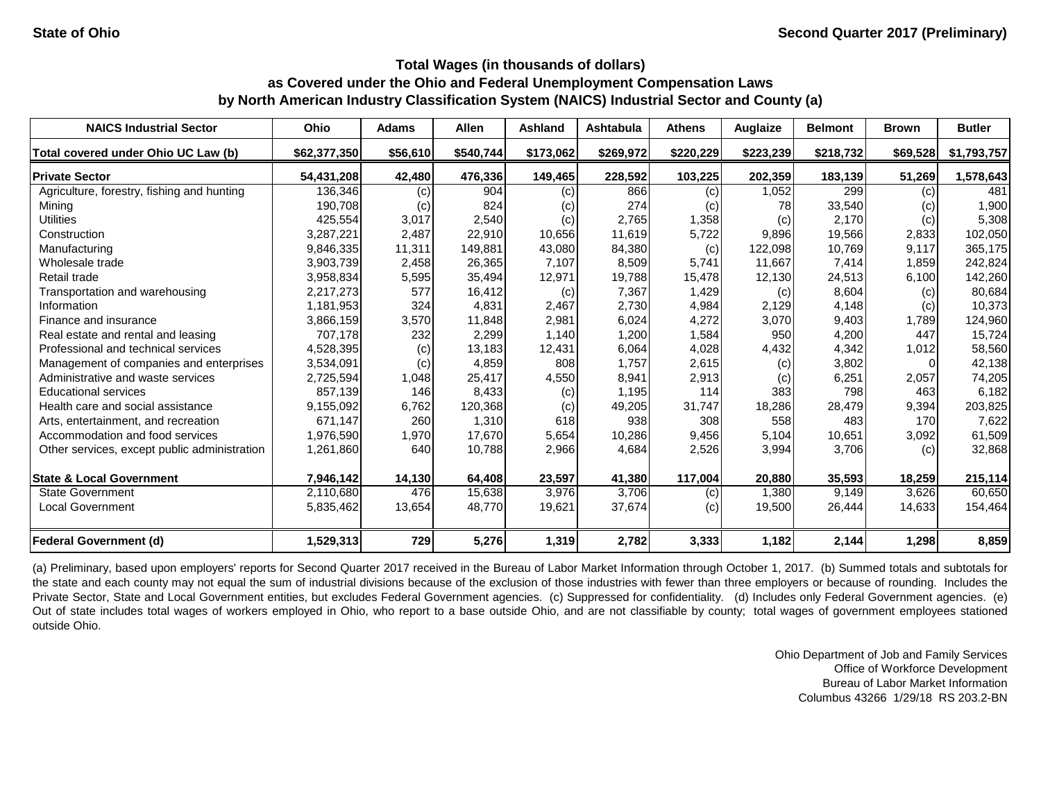**State of Ohio** **Second Quarter 2017 (Preliminary)**

### Total Wages (in thousands of dollars) as Covered under the Ohio and Federal Unemployment Compensation Laws by North American Industry Classification System (NAICS) Industrial Sector and County (a)

| NAICS Industrial Sector | Ohio | Adams | Allen | Ashland | Ashtabula | Athens | Auglaize | Belmont | Brown | Butler |
|---|---|---|---|---|---|---|---|---|---|---|
| **Total covered under Ohio UC Law (b)** | **$62,377,350** | **$56,610** | **$540,744** | **$173,062** | **$269,972** | **$220,229** | **$223,239** | **$218,732** | **$69,528** | **$1,793,757** |
| **Private Sector** | **54,431,208** | **42,480** | **476,336** | **149,465** | **228,592** | **103,225** | **202,359** | **183,139** | **51,269** | **1,578,643** |
| Agriculture, forestry, fishing and hunting | 136,346 | (c) | 904 | (c) | 866 | (c) | 1,052 | 299 | (c) | 481 |
| Mining | 190,708 | (c) | 824 | (c) | 274 | (c) | 78 | 33,540 | (c) | 1,900 |
| Utilities | 425,554 | 3,017 | 2,540 | (c) | 2,765 | 1,358 | (c) | 2,170 | (c) | 5,308 |
| Construction | 3,287,221 | 2,487 | 22,910 | 10,656 | 11,619 | 5,722 | 9,896 | 19,566 | 2,833 | 102,050 |
| Manufacturing | 9,846,335 | 11,311 | 149,881 | 43,080 | 84,380 | (c) | 122,098 | 10,769 | 9,117 | 365,175 |
| Wholesale trade | 3,903,739 | 2,458 | 26,365 | 7,107 | 8,509 | 5,741 | 11,667 | 7,414 | 1,859 | 242,824 |
| Retail trade | 3,958,834 | 5,595 | 35,494 | 12,971 | 19,788 | 15,478 | 12,130 | 24,513 | 6,100 | 142,260 |
| Transportation and warehousing | 2,217,273 | 577 | 16,412 | (c) | 7,367 | 1,429 | (c) | 8,604 | (c) | 80,684 |
| Information | 1,181,953 | 324 | 4,831 | 2,467 | 2,730 | 4,984 | 2,129 | 4,148 | (c) | 10,373 |
| Finance and insurance | 3,866,159 | 3,570 | 11,848 | 2,981 | 6,024 | 4,272 | 3,070 | 9,403 | 1,789 | 124,960 |
| Real estate and rental and leasing | 707,178 | 232 | 2,299 | 1,140 | 1,200 | 1,584 | 950 | 4,200 | 447 | 15,724 |
| Professional and technical services | 4,528,395 | (c) | 13,183 | 12,431 | 6,064 | 4,028 | 4,432 | 4,342 | 1,012 | 58,560 |
| Management of companies and enterprises | 3,534,091 | (c) | 4,859 | 808 | 1,757 | 2,615 | (c) | 3,802 | 0 | 42,138 |
| Administrative and waste services | 2,725,594 | 1,048 | 25,417 | 4,550 | 8,941 | 2,913 | (c) | 6,251 | 2,057 | 74,205 |
| Educational services | 857,139 | 146 | 8,433 | (c) | 1,195 | 114 | 383 | 798 | 463 | 6,182 |
| Health care and social assistance | 9,155,092 | 6,762 | 120,368 | (c) | 49,205 | 31,747 | 18,286 | 28,479 | 9,394 | 203,825 |
| Arts, entertainment, and recreation | 671,147 | 260 | 1,310 | 618 | 938 | 308 | 558 | 483 | 170 | 7,622 |
| Accommodation and food services | 1,976,590 | 1,970 | 17,670 | 5,654 | 10,286 | 9,456 | 5,104 | 10,651 | 3,092 | 61,509 |
| Other services, except public administration | 1,261,860 | 640 | 10,788 | 2,966 | 4,684 | 2,526 | 3,994 | 3,706 | (c) | 32,868 |
| **State & Local Government** | **7,946,142** | **14,130** | **64,408** | **23,597** | **41,380** | **117,004** | **20,880** | **35,593** | **18,259** | **215,114** |
| State Government | 2,110,680 | 476 | 15,638 | 3,976 | 3,706 | (c) | 1,380 | 9,149 | 3,626 | 60,650 |
| Local Government | 5,835,462 | 13,654 | 48,770 | 19,621 | 37,674 | (c) | 19,500 | 26,444 | 14,633 | 154,464 |
| **Federal Government (d)** | **1,529,313** | **729** | **5,276** | **1,319** | **2,782** | **3,333** | **1,182** | **2,144** | **1,298** | **8,859** |

(a) Preliminary, based upon employers' reports for Second Quarter 2017 received in the Bureau of Labor Market Information through October 1, 2017. (b) Summed totals and subtotals for the state and each county may not equal the sum of industrial divisions because of the exclusion of those industries with fewer than three employers or because of rounding. Includes the Private Sector, State and Local Government entities, but excludes Federal Government agencies. (c) Suppressed for confidentiality. (d) Includes only Federal Government agencies. (e) Out of state includes total wages of workers employed in Ohio, who report to a base outside Ohio, and are not classifiable by county; total wages of government employees stationed outside Ohio.

Ohio Department of Job and Family Services
Office of Workforce Development
Bureau of Labor Market Information
Columbus 43266 1/29/18 RS 203.2-BN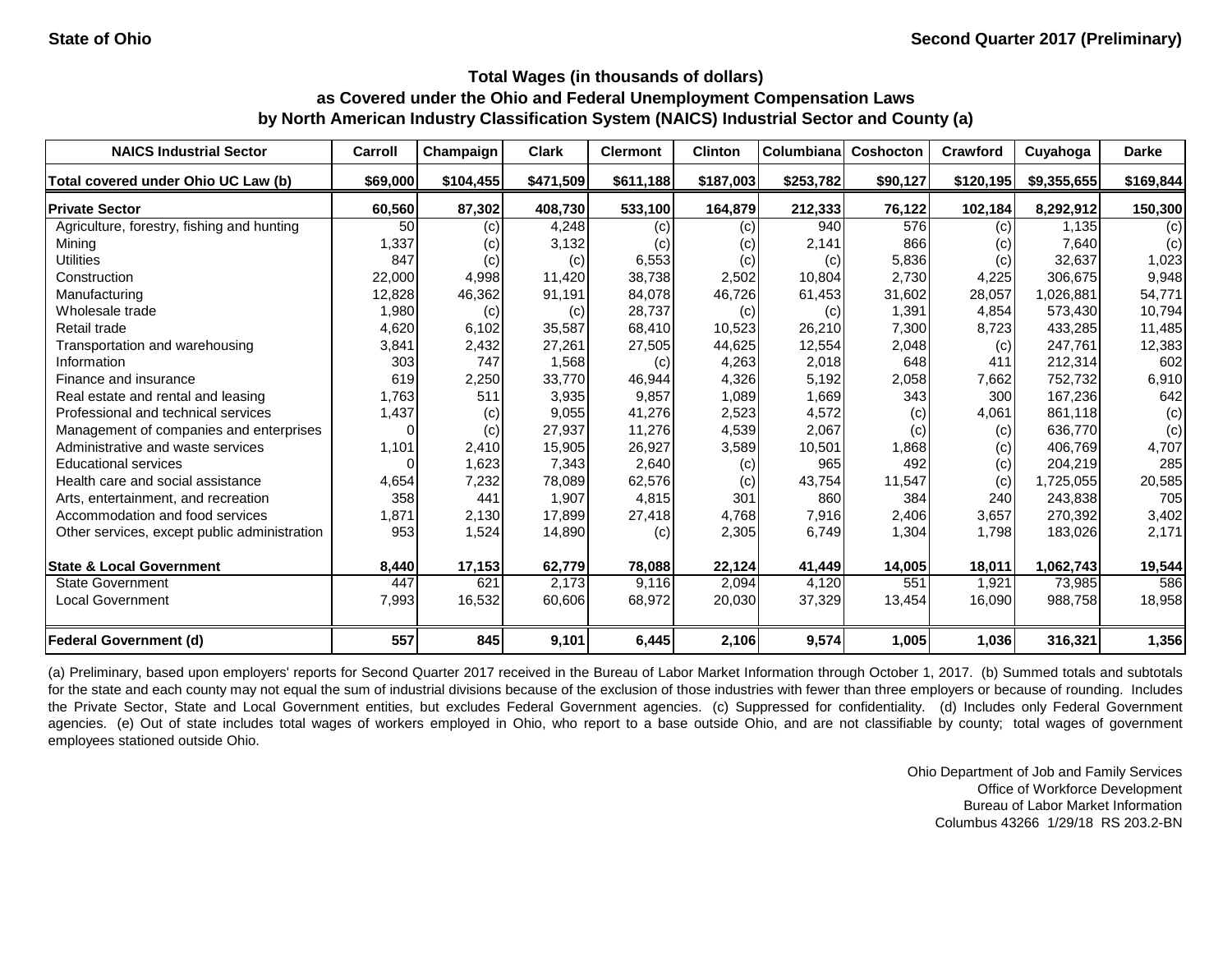State of Ohio

Second Quarter 2017 (Preliminary)

## Total Wages (in thousands of dollars) as Covered under the Ohio and Federal Unemployment Compensation Laws by North American Industry Classification System (NAICS) Industrial Sector and County (a)

| NAICS Industrial Sector | Carroll | Champaign | Clark | Clermont | Clinton | Columbiana | Coshocton | Crawford | Cuyahoga | Darke |
|---|---|---|---|---|---|---|---|---|---|---|
| Total covered under Ohio UC Law (b) | $69,000 | $104,455 | $471,509 | $611,188 | $187,003 | $253,782 | $90,127 | $120,195 | $9,355,655 | $169,844 |
| **Private Sector** | 60,560 | 87,302 | 408,730 | 533,100 | 164,879 | 212,333 | 76,122 | 102,184 | 8,292,912 | 150,300 |
| Agriculture, forestry, fishing and hunting | 50 | (c) | 4,248 | (c) | (c) | 940 | 576 | (c) | 1,135 | (c) |
| Mining | 1,337 | (c) | 3,132 | (c) | (c) | 2,141 | 866 | (c) | 7,640 | (c) |
| Utilities | 847 | (c) | (c) | 6,553 | (c) | (c) | 5,836 | (c) | 32,637 | 1,023 |
| Construction | 22,000 | 4,998 | 11,420 | 38,738 | 2,502 | 10,804 | 2,730 | 4,225 | 306,675 | 9,948 |
| Manufacturing | 12,828 | 46,362 | 91,191 | 84,078 | 46,726 | 61,453 | 31,602 | 28,057 | 1,026,881 | 54,771 |
| Wholesale trade | 1,980 | (c) | (c) | 28,737 | (c) | (c) | 1,391 | 4,854 | 573,430 | 10,794 |
| Retail trade | 4,620 | 6,102 | 35,587 | 68,410 | 10,523 | 26,210 | 7,300 | 8,723 | 433,285 | 11,485 |
| Transportation and warehousing | 3,841 | 2,432 | 27,261 | 27,505 | 44,625 | 12,554 | 2,048 | (c) | 247,761 | 12,383 |
| Information | 303 | 747 | 1,568 | (c) | 4,263 | 2,018 | 648 | 411 | 212,314 | 602 |
| Finance and insurance | 619 | 2,250 | 33,770 | 46,944 | 4,326 | 5,192 | 2,058 | 7,662 | 752,732 | 6,910 |
| Real estate and rental and leasing | 1,763 | 511 | 3,935 | 9,857 | 1,089 | 1,669 | 343 | 300 | 167,236 | 642 |
| Professional and technical services | 1,437 | (c) | 9,055 | 41,276 | 2,523 | 4,572 | (c) | 4,061 | 861,118 | (c) |
| Management of companies and enterprises | 0 | (c) | 27,937 | 11,276 | 4,539 | 2,067 | (c) | (c) | 636,770 | (c) |
| Administrative and waste services | 1,101 | 2,410 | 15,905 | 26,927 | 3,589 | 10,501 | 1,868 | (c) | 406,769 | 4,707 |
| Educational services | 0 | 1,623 | 7,343 | 2,640 | (c) | 965 | 492 | (c) | 204,219 | 285 |
| Health care and social assistance | 4,654 | 7,232 | 78,089 | 62,576 | (c) | 43,754 | 11,547 | (c) | 1,725,055 | 20,585 |
| Arts, entertainment, and recreation | 358 | 441 | 1,907 | 4,815 | 301 | 860 | 384 | 240 | 243,838 | 705 |
| Accommodation and food services | 1,871 | 2,130 | 17,899 | 27,418 | 4,768 | 7,916 | 2,406 | 3,657 | 270,392 | 3,402 |
| Other services, except public administration | 953 | 1,524 | 14,890 | (c) | 2,305 | 6,749 | 1,304 | 1,798 | 183,026 | 2,171 |
| **State & Local Government** | 8,440 | 17,153 | 62,779 | 78,088 | 22,124 | 41,449 | 14,005 | 18,011 | 1,062,743 | 19,544 |
| State Government | 447 | 621 | 2,173 | 9,116 | 2,094 | 4,120 | 551 | 1,921 | 73,985 | 586 |
| Local Government | 7,993 | 16,532 | 60,606 | 68,972 | 20,030 | 37,329 | 13,454 | 16,090 | 988,758 | 18,958 |
| **Federal Government (d)** | 557 | 845 | 9,101 | 6,445 | 2,106 | 9,574 | 1,005 | 1,036 | 316,321 | 1,356 |

(a) Preliminary, based upon employers' reports for Second Quarter 2017 received in the Bureau of Labor Market Information through October 1, 2017. (b) Summed totals and subtotals for the state and each county may not equal the sum of industrial divisions because of the exclusion of those industries with fewer than three employers or because of rounding. Includes the Private Sector, State and Local Government entities, but excludes Federal Government agencies. (c) Suppressed for confidentiality. (d) Includes only Federal Government agencies. (e) Out of state includes total wages of workers employed in Ohio, who report to a base outside Ohio, and are not classifiable by county; total wages of government employees stationed outside Ohio.

Ohio Department of Job and Family Services
Office of Workforce Development
Bureau of Labor Market Information
Columbus 43266 1/29/18 RS 203.2-BN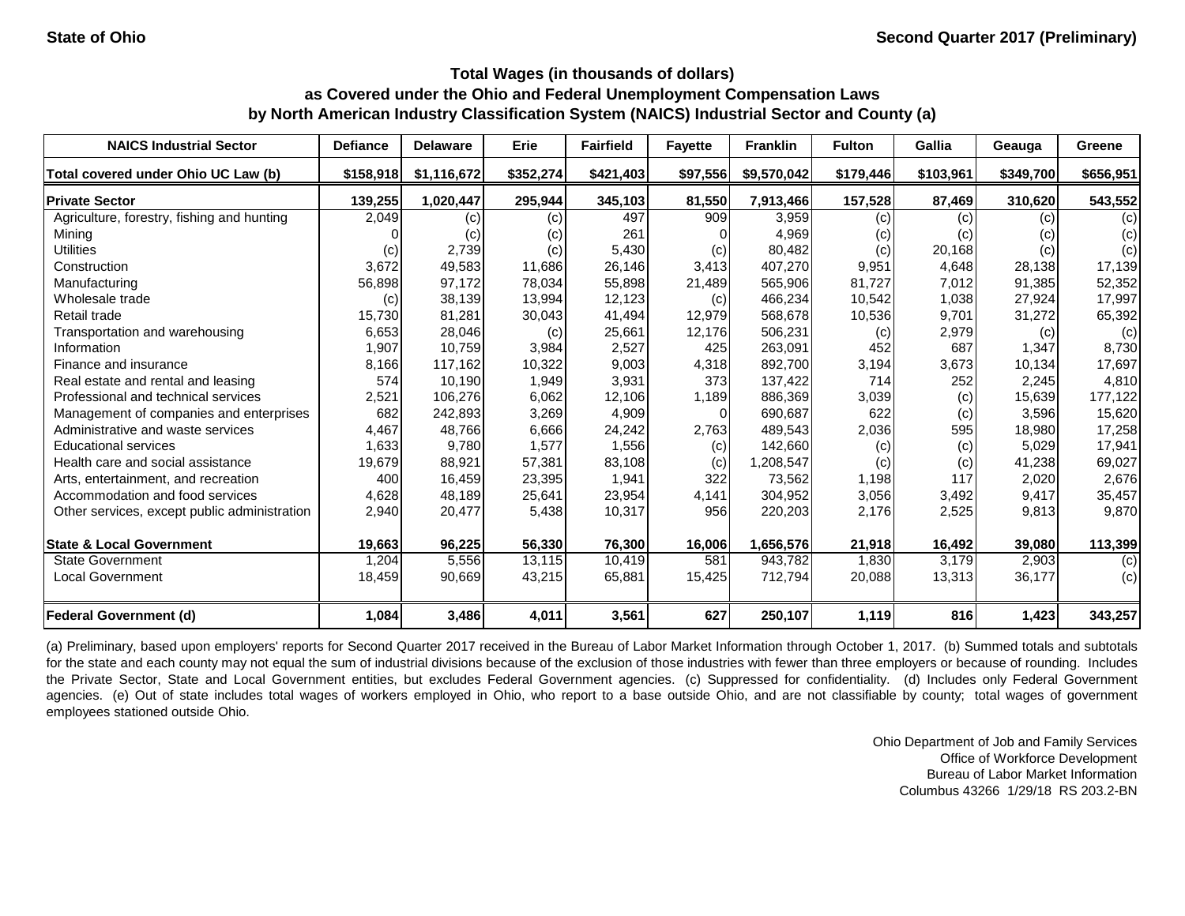State of Ohio | Second Quarter 2017 (Preliminary)

### Total Wages (in thousands of dollars)
### as Covered under the Ohio and Federal Unemployment Compensation Laws
### by North American Industry Classification System (NAICS) Industrial Sector and County (a)

| NAICS Industrial Sector | Defiance | Delaware | Erie | Fairfield | Fayette | Franklin | Fulton | Gallia | Geauga | Greene |
|---|---|---|---|---|---|---|---|---|---|---|
| Total covered under Ohio UC Law (b) | $158,918 | $1,116,672 | $352,274 | $421,403 | $97,556 | $9,570,042 | $179,446 | $103,961 | $349,700 | $656,951 |
| **Private Sector** | **139,255** | **1,020,447** | **295,944** | **345,103** | **81,550** | **7,913,466** | **157,528** | **87,469** | **310,620** | **543,552** |
| Agriculture, forestry, fishing and hunting | 2,049 | (c) | (c) | 497 | 909 | 3,959 | (c) | (c) | (c) | (c) |
| Mining | 0 | (c) | (c) | 261 | 0 | 4,969 | (c) | (c) | (c) | (c) |
| Utilities | (c) | 2,739 | (c) | 5,430 | (c) | 80,482 | (c) | 20,168 | (c) | (c) |
| Construction | 3,672 | 49,583 | 11,686 | 26,146 | 3,413 | 407,270 | 9,951 | 4,648 | 28,138 | 17,139 |
| Manufacturing | 56,898 | 97,172 | 78,034 | 55,898 | 21,489 | 565,906 | 81,727 | 7,012 | 91,385 | 52,352 |
| Wholesale trade | (c) | 38,139 | 13,994 | 12,123 | (c) | 466,234 | 10,542 | 1,038 | 27,924 | 17,997 |
| Retail trade | 15,730 | 81,281 | 30,043 | 41,494 | 12,979 | 568,678 | 10,536 | 9,701 | 31,272 | 65,392 |
| Transportation and warehousing | 6,653 | 28,046 | (c) | 25,661 | 12,176 | 506,231 | (c) | 2,979 | (c) | (c) |
| Information | 1,907 | 10,759 | 3,984 | 2,527 | 425 | 263,091 | 452 | 687 | 1,347 | 8,730 |
| Finance and insurance | 8,166 | 117,162 | 10,322 | 9,003 | 4,318 | 892,700 | 3,194 | 3,673 | 10,134 | 17,697 |
| Real estate and rental and leasing | 574 | 10,190 | 1,949 | 3,931 | 373 | 137,422 | 714 | 252 | 2,245 | 4,810 |
| Professional and technical services | 2,521 | 106,276 | 6,062 | 12,106 | 1,189 | 886,369 | 3,039 | (c) | 15,639 | 177,122 |
| Management of companies and enterprises | 682 | 242,893 | 3,269 | 4,909 | 0 | 690,687 | 622 | (c) | 3,596 | 15,620 |
| Administrative and waste services | 4,467 | 48,766 | 6,666 | 24,242 | 2,763 | 489,543 | 2,036 | 595 | 18,980 | 17,258 |
| Educational services | 1,633 | 9,780 | 1,577 | 1,556 | (c) | 142,660 | (c) | (c) | 5,029 | 17,941 |
| Health care and social assistance | 19,679 | 88,921 | 57,381 | 83,108 | (c) | 1,208,547 | (c) | (c) | 41,238 | 69,027 |
| Arts, entertainment, and recreation | 400 | 16,459 | 23,395 | 1,941 | 322 | 73,562 | 1,198 | 117 | 2,020 | 2,676 |
| Accommodation and food services | 4,628 | 48,189 | 25,641 | 23,954 | 4,141 | 304,952 | 3,056 | 3,492 | 9,417 | 35,457 |
| Other services, except public administration | 2,940 | 20,477 | 5,438 | 10,317 | 956 | 220,203 | 2,176 | 2,525 | 9,813 | 9,870 |
| **State & Local Government** | **19,663** | **96,225** | **56,330** | **76,300** | **16,006** | **1,656,576** | **21,918** | **16,492** | **39,080** | **113,399** |
| State Government | 1,204 | 5,556 | 13,115 | 10,419 | 581 | 943,782 | 1,830 | 3,179 | 2,903 | (c) |
| Local Government | 18,459 | 90,669 | 43,215 | 65,881 | 15,425 | 712,794 | 20,088 | 13,313 | 36,177 | (c) |
| **Federal Government (d)** | **1,084** | **3,486** | **4,011** | **3,561** | **627** | **250,107** | **1,119** | **816** | **1,423** | **343,257** |

(a) Preliminary, based upon employers' reports for Second Quarter 2017 received in the Bureau of Labor Market Information through October 1, 2017. (b) Summed totals and subtotals for the state and each county may not equal the sum of industrial divisions because of the exclusion of those industries with fewer than three employers or because of rounding. Includes the Private Sector, State and Local Government entities, but excludes Federal Government agencies. (c) Suppressed for confidentiality. (d) Includes only Federal Government agencies. (e) Out of state includes total wages of workers employed in Ohio, who report to a base outside Ohio, and are not classifiable by county; total wages of government employees stationed outside Ohio.

Ohio Department of Job and Family Services
Office of Workforce Development
Bureau of Labor Market Information
Columbus 43266 1/29/18 RS 203.2-BN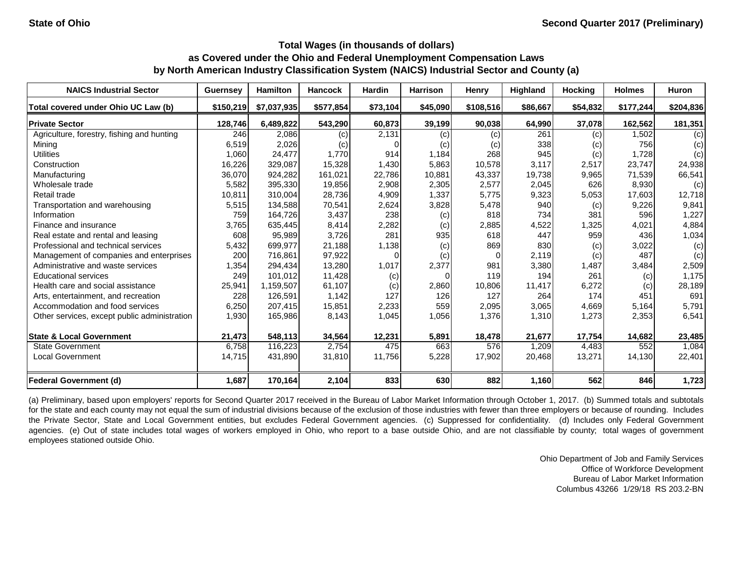**State of Ohio** | **Second Quarter 2017 (Preliminary)**

### Total Wages (in thousands of dollars) as Covered under the Ohio and Federal Unemployment Compensation Laws by North American Industry Classification System (NAICS) Industrial Sector and County (a)

| NAICS Industrial Sector | Guernsey | Hamilton | Hancock | Hardin | Harrison | Henry | Highland | Hocking | Holmes | Huron |
|---|---|---|---|---|---|---|---|---|---|---|
| **Total covered under Ohio UC Law (b)** | **$150,219** | **$7,037,935** | **$577,854** | **$73,104** | **$45,090** | **$108,516** | **$86,667** | **$54,832** | **$177,244** | **$204,836** |
| **Private Sector** | **128,746** | **6,489,822** | **543,290** | **60,873** | **39,199** | **90,038** | **64,990** | **37,078** | **162,562** | **181,351** |
| Agriculture, forestry, fishing and hunting | 246 | 2,086 | (c) | 2,131 | (c) | (c) | 261 | (c) | 1,502 | (c) |
| Mining | 6,519 | 2,026 | (c) | 0 | (c) | (c) | 338 | (c) | 756 | (c) |
| Utilities | 1,060 | 24,477 | 1,770 | 914 | 1,184 | 268 | 945 | (c) | 1,728 | (c) |
| Construction | 16,226 | 329,087 | 15,328 | 1,430 | 5,863 | 10,578 | 3,117 | 2,517 | 23,747 | 24,938 |
| Manufacturing | 36,070 | 924,282 | 161,021 | 22,786 | 10,881 | 43,337 | 19,738 | 9,965 | 71,539 | 66,541 |
| Wholesale trade | 5,582 | 395,330 | 19,856 | 2,908 | 2,305 | 2,577 | 2,045 | 626 | 8,930 | (c) |
| Retail trade | 10,811 | 310,004 | 28,736 | 4,909 | 1,337 | 5,775 | 9,323 | 5,053 | 17,603 | 12,718 |
| Transportation and warehousing | 5,515 | 134,588 | 70,541 | 2,624 | 3,828 | 5,478 | 940 | (c) | 9,226 | 9,841 |
| Information | 759 | 164,726 | 3,437 | 238 | (c) | 818 | 734 | 381 | 596 | 1,227 |
| Finance and insurance | 3,765 | 635,445 | 8,414 | 2,282 | (c) | 2,885 | 4,522 | 1,325 | 4,021 | 4,884 |
| Real estate and rental and leasing | 608 | 95,989 | 3,726 | 281 | 935 | 618 | 447 | 959 | 436 | 1,034 |
| Professional and technical services | 5,432 | 699,977 | 21,188 | 1,138 | (c) | 869 | 830 | (c) | 3,022 | (c) |
| Management of companies and enterprises | 200 | 716,861 | 97,922 | 0 | (c) | 0 | 2,119 | (c) | 487 | (c) |
| Administrative and waste services | 1,354 | 294,434 | 13,280 | 1,017 | 2,377 | 981 | 3,380 | 1,487 | 3,484 | 2,509 |
| Educational services | 249 | 101,012 | 11,428 | (c) | 0 | 119 | 194 | 261 | (c) | 1,175 |
| Health care and social assistance | 25,941 | 1,159,507 | 61,107 | (c) | 2,860 | 10,806 | 11,417 | 6,272 | (c) | 28,189 |
| Arts, entertainment, and recreation | 228 | 126,591 | 1,142 | 127 | 126 | 127 | 264 | 174 | 451 | 691 |
| Accommodation and food services | 6,250 | 207,415 | 15,851 | 2,233 | 559 | 2,095 | 3,065 | 4,669 | 5,164 | 5,791 |
| Other services, except public administration | 1,930 | 165,986 | 8,143 | 1,045 | 1,056 | 1,376 | 1,310 | 1,273 | 2,353 | 6,541 |
| **State & Local Government** | **21,473** | **548,113** | **34,564** | **12,231** | **5,891** | **18,478** | **21,677** | **17,754** | **14,682** | **23,485** |
| State Government | 6,758 | 116,223 | 2,754 | 475 | 663 | 576 | 1,209 | 4,483 | 552 | 1,084 |
| Local Government | 14,715 | 431,890 | 31,810 | 11,756 | 5,228 | 17,902 | 20,468 | 13,271 | 14,130 | 22,401 |
| **Federal Government (d)** | **1,687** | **170,164** | **2,104** | **833** | **630** | **882** | **1,160** | **562** | **846** | **1,723** |

(a) Preliminary, based upon employers' reports for Second Quarter 2017 received in the Bureau of Labor Market Information through October 1, 2017. (b) Summed totals and subtotals for the state and each county may not equal the sum of industrial divisions because of the exclusion of those industries with fewer than three employers or because of rounding. Includes the Private Sector, State and Local Government entities, but excludes Federal Government agencies. (c) Suppressed for confidentiality. (d) Includes only Federal Government agencies. (e) Out of state includes total wages of workers employed in Ohio, who report to a base outside Ohio, and are not classifiable by county; total wages of government employees stationed outside Ohio.

Ohio Department of Job and Family Services
Office of Workforce Development
Bureau of Labor Market Information
Columbus 43266 1/29/18 RS 203.2-BN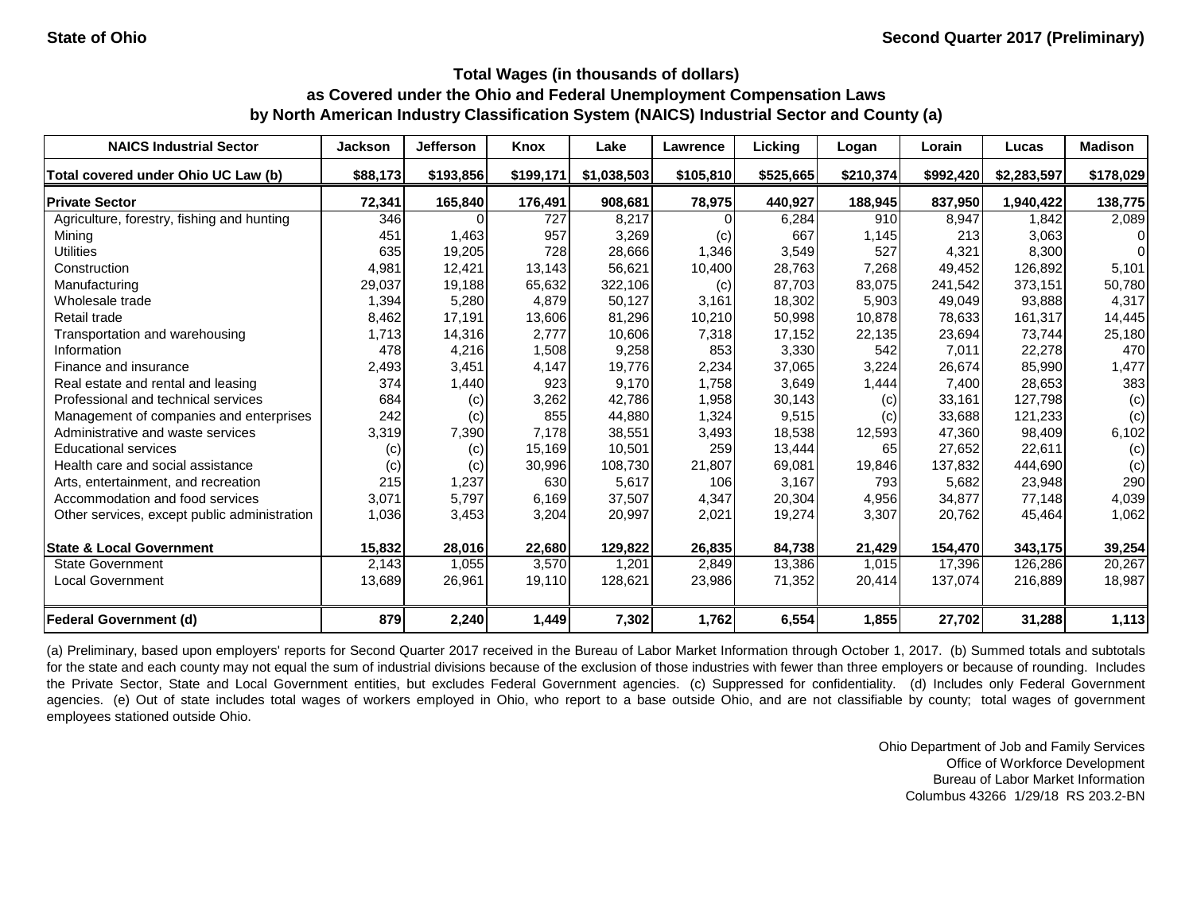State of Ohio

Second Quarter 2017 (Preliminary)

## Total Wages (in thousands of dollars) as Covered under the Ohio and Federal Unemployment Compensation Laws by North American Industry Classification System (NAICS) Industrial Sector and County (a)

| NAICS Industrial Sector | Jackson | Jefferson | Knox | Lake | Lawrence | Licking | Logan | Lorain | Lucas | Madison |
|---|---|---|---|---|---|---|---|---|---|---|
| Total covered under Ohio UC Law (b) | $88,173 | $193,856 | $199,171 | $1,038,503 | $105,810 | $525,665 | $210,374 | $992,420 | $2,283,597 | $178,029 |
| **Private Sector** | **72,341** | **165,840** | **176,491** | **908,681** | **78,975** | **440,927** | **188,945** | **837,950** | **1,940,422** | **138,775** |
| Agriculture, forestry, fishing and hunting | 346 | 0 | 727 | 8,217 | 0 | 6,284 | 910 | 8,947 | 1,842 | 2,089 |
| Mining | 451 | 1,463 | 957 | 3,269 | (c) | 667 | 1,145 | 213 | 3,063 | 0 |
| Utilities | 635 | 19,205 | 728 | 28,666 | 1,346 | 3,549 | 527 | 4,321 | 8,300 | 0 |
| Construction | 4,981 | 12,421 | 13,143 | 56,621 | 10,400 | 28,763 | 7,268 | 49,452 | 126,892 | 5,101 |
| Manufacturing | 29,037 | 19,188 | 65,632 | 322,106 | (c) | 87,703 | 83,075 | 241,542 | 373,151 | 50,780 |
| Wholesale trade | 1,394 | 5,280 | 4,879 | 50,127 | 3,161 | 18,302 | 5,903 | 49,049 | 93,888 | 4,317 |
| Retail trade | 8,462 | 17,191 | 13,606 | 81,296 | 10,210 | 50,998 | 10,878 | 78,633 | 161,317 | 14,445 |
| Transportation and warehousing | 1,713 | 14,316 | 2,777 | 10,606 | 7,318 | 17,152 | 22,135 | 23,694 | 73,744 | 25,180 |
| Information | 478 | 4,216 | 1,508 | 9,258 | 853 | 3,330 | 542 | 7,011 | 22,278 | 470 |
| Finance and insurance | 2,493 | 3,451 | 4,147 | 19,776 | 2,234 | 37,065 | 3,224 | 26,674 | 85,990 | 1,477 |
| Real estate and rental and leasing | 374 | 1,440 | 923 | 9,170 | 1,758 | 3,649 | 1,444 | 7,400 | 28,653 | 383 |
| Professional and technical services | 684 | (c) | 3,262 | 42,786 | 1,958 | 30,143 | (c) | 33,161 | 127,798 | (c) |
| Management of companies and enterprises | 242 | (c) | 855 | 44,880 | 1,324 | 9,515 | (c) | 33,688 | 121,233 | (c) |
| Administrative and waste services | 3,319 | 7,390 | 7,178 | 38,551 | 3,493 | 18,538 | 12,593 | 47,360 | 98,409 | 6,102 |
| Educational services | (c) | (c) | 15,169 | 10,501 | 259 | 13,444 | 65 | 27,652 | 22,611 | (c) |
| Health care and social assistance | (c) | (c) | 30,996 | 108,730 | 21,807 | 69,081 | 19,846 | 137,832 | 444,690 | (c) |
| Arts, entertainment, and recreation | 215 | 1,237 | 630 | 5,617 | 106 | 3,167 | 793 | 5,682 | 23,948 | 290 |
| Accommodation and food services | 3,071 | 5,797 | 6,169 | 37,507 | 4,347 | 20,304 | 4,956 | 34,877 | 77,148 | 4,039 |
| Other services, except public administration | 1,036 | 3,453 | 3,204 | 20,997 | 2,021 | 19,274 | 3,307 | 20,762 | 45,464 | 1,062 |
| **State & Local Government** | **15,832** | **28,016** | **22,680** | **129,822** | **26,835** | **84,738** | **21,429** | **154,470** | **343,175** | **39,254** |
| State Government | 2,143 | 1,055 | 3,570 | 1,201 | 2,849 | 13,386 | 1,015 | 17,396 | 126,286 | 20,267 |
| Local Government | 13,689 | 26,961 | 19,110 | 128,621 | 23,986 | 71,352 | 20,414 | 137,074 | 216,889 | 18,987 |
| **Federal Government (d)** | **879** | **2,240** | **1,449** | **7,302** | **1,762** | **6,554** | **1,855** | **27,702** | **31,288** | **1,113** |

(a) Preliminary, based upon employers' reports for Second Quarter 2017 received in the Bureau of Labor Market Information through October 1, 2017. (b) Summed totals and subtotals for the state and each county may not equal the sum of industrial divisions because of the exclusion of those industries with fewer than three employers or because of rounding. Includes the Private Sector, State and Local Government entities, but excludes Federal Government agencies. (c) Suppressed for confidentiality. (d) Includes only Federal Government agencies. (e) Out of state includes total wages of workers employed in Ohio, who report to a base outside Ohio, and are not classifiable by county; total wages of government employees stationed outside Ohio.

Ohio Department of Job and Family Services
Office of Workforce Development
Bureau of Labor Market Information
Columbus 43266 1/29/18 RS 203.2-BN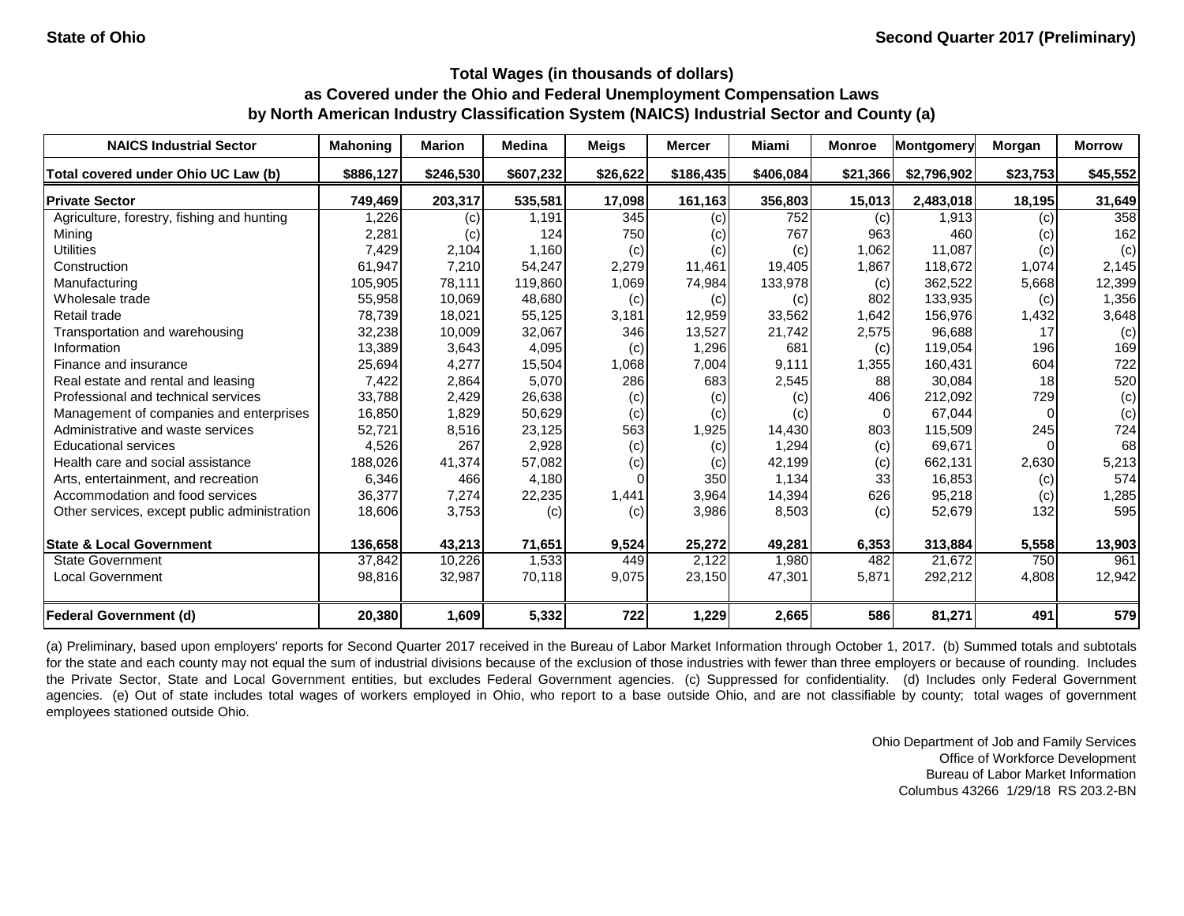State of Ohio

Second Quarter 2017 (Preliminary)

## Total Wages (in thousands of dollars)
## as Covered under the Ohio and Federal Unemployment Compensation Laws
## by North American Industry Classification System (NAICS) Industrial Sector and County (a)

| NAICS Industrial Sector | Mahoning | Marion | Medina | Meigs | Mercer | Miami | Monroe | Montgomery | Morgan | Morrow |
|---|---|---|---|---|---|---|---|---|---|---|
| **Total covered under Ohio UC Law (b)** | **$886,127** | **$246,530** | **$607,232** | **$26,622** | **$186,435** | **$406,084** | **$21,366** | **$2,796,902** | **$23,753** | **$45,552** |
| **Private Sector** | **749,469** | **203,317** | **535,581** | **17,098** | **161,163** | **356,803** | **15,013** | **2,483,018** | **18,195** | **31,649** |
| Agriculture, forestry, fishing and hunting | 1,226 | (c) | 1,191 | 345 | (c) | 752 | (c) | 1,913 | (c) | 358 |
| Mining | 2,281 | (c) | 124 | 750 | (c) | 767 | 963 | 460 | (c) | 162 |
| Utilities | 7,429 | 2,104 | 1,160 | (c) | (c) | (c) | 1,062 | 11,087 | (c) | (c) |
| Construction | 61,947 | 7,210 | 54,247 | 2,279 | 11,461 | 19,405 | 1,867 | 118,672 | 1,074 | 2,145 |
| Manufacturing | 105,905 | 78,111 | 119,860 | 1,069 | 74,984 | 133,978 | (c) | 362,522 | 5,668 | 12,399 |
| Wholesale trade | 55,958 | 10,069 | 48,680 | (c) | (c) | (c) | 802 | 133,935 | (c) | 1,356 |
| Retail trade | 78,739 | 18,021 | 55,125 | 3,181 | 12,959 | 33,562 | 1,642 | 156,976 | 1,432 | 3,648 |
| Transportation and warehousing | 32,238 | 10,009 | 32,067 | 346 | 13,527 | 21,742 | 2,575 | 96,688 | 17 | (c) |
| Information | 13,389 | 3,643 | 4,095 | (c) | 1,296 | 681 | (c) | 119,054 | 196 | 169 |
| Finance and insurance | 25,694 | 4,277 | 15,504 | 1,068 | 7,004 | 9,111 | 1,355 | 160,431 | 604 | 722 |
| Real estate and rental and leasing | 7,422 | 2,864 | 5,070 | 286 | 683 | 2,545 | 88 | 30,084 | 18 | 520 |
| Professional and technical services | 33,788 | 2,429 | 26,638 | (c) | (c) | (c) | 406 | 212,092 | 729 | (c) |
| Management of companies and enterprises | 16,850 | 1,829 | 50,629 | (c) | (c) | (c) | 0 | 67,044 | 0 | (c) |
| Administrative and waste services | 52,721 | 8,516 | 23,125 | 563 | 1,925 | 14,430 | 803 | 115,509 | 245 | 724 |
| Educational services | 4,526 | 267 | 2,928 | (c) | (c) | 1,294 | (c) | 69,671 | 0 | 68 |
| Health care and social assistance | 188,026 | 41,374 | 57,082 | (c) | (c) | 42,199 | (c) | 662,131 | 2,630 | 5,213 |
| Arts, entertainment, and recreation | 6,346 | 466 | 4,180 | 0 | 350 | 1,134 | 33 | 16,853 | (c) | 574 |
| Accommodation and food services | 36,377 | 7,274 | 22,235 | 1,441 | 3,964 | 14,394 | 626 | 95,218 | (c) | 1,285 |
| Other services, except public administration | 18,606 | 3,753 | (c) | (c) | 3,986 | 8,503 | (c) | 52,679 | 132 | 595 |
| **State & Local Government** | **136,658** | **43,213** | **71,651** | **9,524** | **25,272** | **49,281** | **6,353** | **313,884** | **5,558** | **13,903** |
| State Government | 37,842 | 10,226 | 1,533 | 449 | 2,122 | 1,980 | 482 | 21,672 | 750 | 961 |
| Local Government | 98,816 | 32,987 | 70,118 | 9,075 | 23,150 | 47,301 | 5,871 | 292,212 | 4,808 | 12,942 |
| **Federal Government (d)** | **20,380** | **1,609** | **5,332** | **722** | **1,229** | **2,665** | **586** | **81,271** | **491** | **579** |

(a) Preliminary, based upon employers' reports for Second Quarter 2017 received in the Bureau of Labor Market Information through October 1, 2017. (b) Summed totals and subtotals for the state and each county may not equal the sum of industrial divisions because of the exclusion of those industries with fewer than three employers or because of rounding. Includes the Private Sector, State and Local Government entities, but excludes Federal Government agencies. (c) Suppressed for confidentiality. (d) Includes only Federal Government agencies. (e) Out of state includes total wages of workers employed in Ohio, who report to a base outside Ohio, and are not classifiable by county; total wages of government employees stationed outside Ohio.

Ohio Department of Job and Family Services
Office of Workforce Development
Bureau of Labor Market Information
Columbus 43266 1/29/18 RS 203.2-BN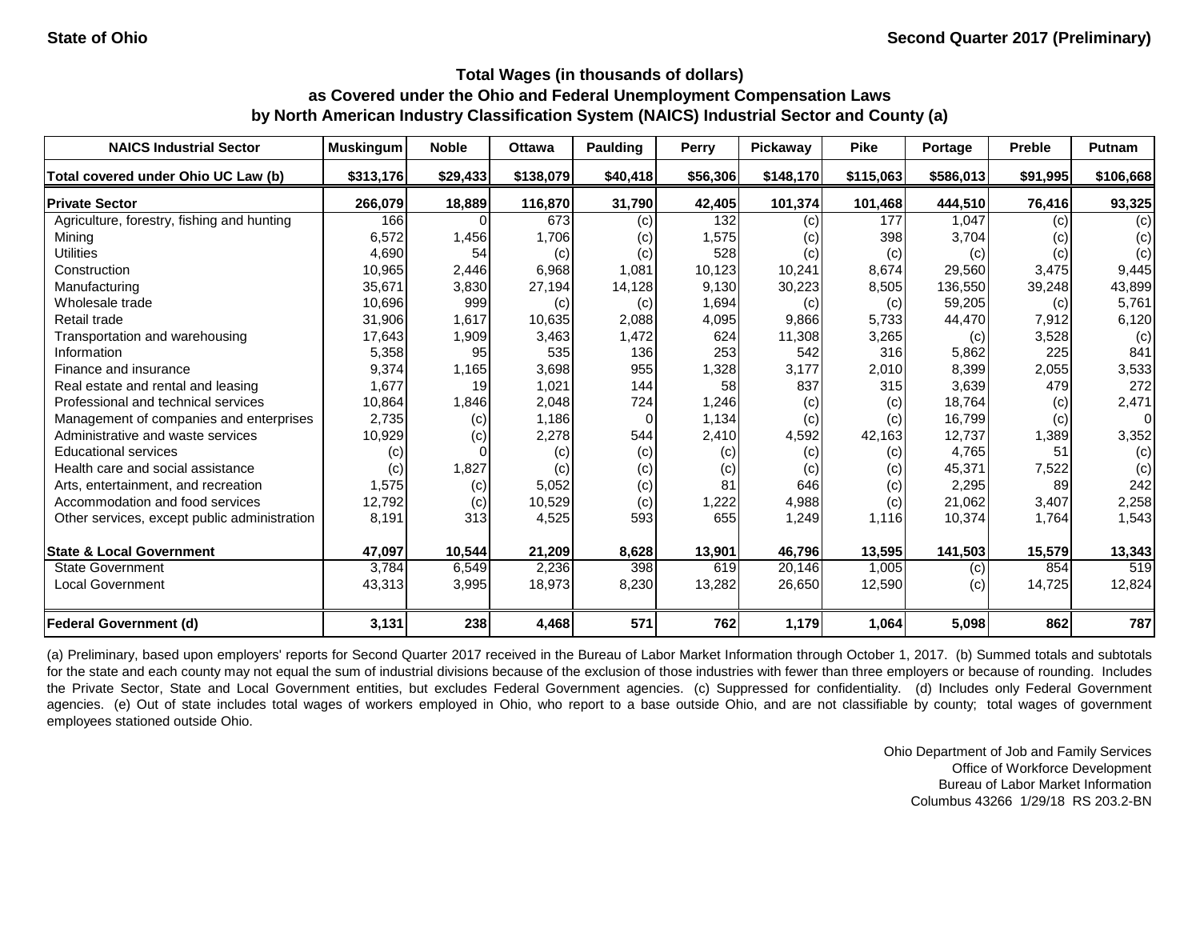State of Ohio | Second Quarter 2017 (Preliminary)

## Total Wages (in thousands of dollars) as Covered under the Ohio and Federal Unemployment Compensation Laws by North American Industry Classification System (NAICS) Industrial Sector and County (a)

| NAICS Industrial Sector | Muskingum | Noble | Ottawa | Paulding | Perry | Pickaway | Pike | Portage | Preble | Putnam |
|---|---|---|---|---|---|---|---|---|---|---|
| Total covered under Ohio UC Law (b) | $313,176 | $29,433 | $138,079 | $40,418 | $56,306 | $148,170 | $115,063 | $586,013 | $91,995 | $106,668 |
| **Private Sector** | 266,079 | 18,889 | 116,870 | 31,790 | 42,405 | 101,374 | 101,468 | 444,510 | 76,416 | 93,325 |
| Agriculture, forestry, fishing and hunting | 166 | 0 | 673 | (c) | 132 | (c) | 177 | 1,047 | (c) | (c) |
| Mining | 6,572 | 1,456 | 1,706 | (c) | 1,575 | (c) | 398 | 3,704 | (c) | (c) |
| Utilities | 4,690 | 54 | (c) | (c) | 528 | (c) | (c) | (c) | (c) | (c) |
| Construction | 10,965 | 2,446 | 6,968 | 1,081 | 10,123 | 10,241 | 8,674 | 29,560 | 3,475 | 9,445 |
| Manufacturing | 35,671 | 3,830 | 27,194 | 14,128 | 9,130 | 30,223 | 8,505 | 136,550 | 39,248 | 43,899 |
| Wholesale trade | 10,696 | 999 | (c) | (c) | 1,694 | (c) | (c) | 59,205 | (c) | 5,761 |
| Retail trade | 31,906 | 1,617 | 10,635 | 2,088 | 4,095 | 9,866 | 5,733 | 44,470 | 7,912 | 6,120 |
| Transportation and warehousing | 17,643 | 1,909 | 3,463 | 1,472 | 624 | 11,308 | 3,265 | (c) | 3,528 | (c) |
| Information | 5,358 | 95 | 535 | 136 | 253 | 542 | 316 | 5,862 | 225 | 841 |
| Finance and insurance | 9,374 | 1,165 | 3,698 | 955 | 1,328 | 3,177 | 2,010 | 8,399 | 2,055 | 3,533 |
| Real estate and rental and leasing | 1,677 | 19 | 1,021 | 144 | 58 | 837 | 315 | 3,639 | 479 | 272 |
| Professional and technical services | 10,864 | 1,846 | 2,048 | 724 | 1,246 | (c) | (c) | 18,764 | (c) | 2,471 |
| Management of companies and enterprises | 2,735 | (c) | 1,186 | 0 | 1,134 | (c) | (c) | 16,799 | (c) | 0 |
| Administrative and waste services | 10,929 | (c) | 2,278 | 544 | 2,410 | 4,592 | 42,163 | 12,737 | 1,389 | 3,352 |
| Educational services | (c) | 0 | (c) | (c) | (c) | (c) | (c) | 4,765 | 51 | (c) |
| Health care and social assistance | (c) | 1,827 | (c) | (c) | (c) | (c) | (c) | 45,371 | 7,522 | (c) |
| Arts, entertainment, and recreation | 1,575 | (c) | 5,052 | (c) | 81 | 646 | (c) | 2,295 | 89 | 242 |
| Accommodation and food services | 12,792 | (c) | 10,529 | (c) | 1,222 | 4,988 | (c) | 21,062 | 3,407 | 2,258 |
| Other services, except public administration | 8,191 | 313 | 4,525 | 593 | 655 | 1,249 | 1,116 | 10,374 | 1,764 | 1,543 |
| **State & Local Government** | 47,097 | 10,544 | 21,209 | 8,628 | 13,901 | 46,796 | 13,595 | 141,503 | 15,579 | 13,343 |
| State Government | 3,784 | 6,549 | 2,236 | 398 | 619 | 20,146 | 1,005 | (c) | 854 | 519 |
| Local Government | 43,313 | 3,995 | 18,973 | 8,230 | 13,282 | 26,650 | 12,590 | (c) | 14,725 | 12,824 |
| **Federal Government (d)** | 3,131 | 238 | 4,468 | 571 | 762 | 1,179 | 1,064 | 5,098 | 862 | 787 |

(a) Preliminary, based upon employers' reports for Second Quarter 2017 received in the Bureau of Labor Market Information through October 1, 2017. (b) Summed totals and subtotals for the state and each county may not equal the sum of industrial divisions because of the exclusion of those industries with fewer than three employers or because of rounding. Includes the Private Sector, State and Local Government entities, but excludes Federal Government agencies. (c) Suppressed for confidentiality. (d) Includes only Federal Government agencies. (e) Out of state includes total wages of workers employed in Ohio, who report to a base outside Ohio, and are not classifiable by county; total wages of government employees stationed outside Ohio.

Ohio Department of Job and Family Services
Office of Workforce Development
Bureau of Labor Market Information
Columbus 43266 1/29/18 RS 203.2-BN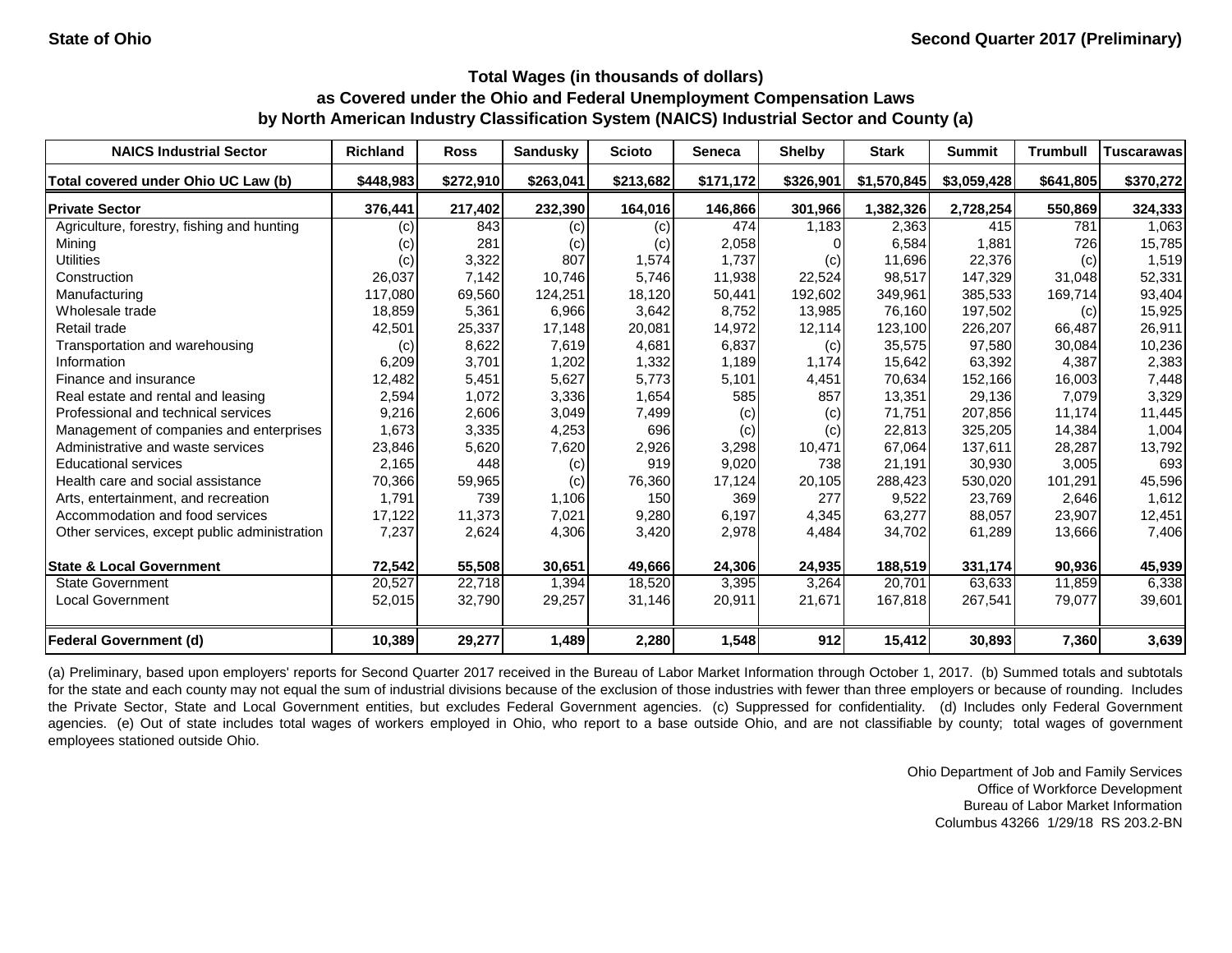**State of Ohio** | **Second Quarter 2017 (Preliminary)**

### Total Wages (in thousands of dollars) as Covered under the Ohio and Federal Unemployment Compensation Laws by North American Industry Classification System (NAICS) Industrial Sector and County (a)

| NAICS Industrial Sector | Richland | Ross | Sandusky | Scioto | Seneca | Shelby | Stark | Summit | Trumbull | Tuscarawas |
|---|---|---|---|---|---|---|---|---|---|---|
| Total covered under Ohio UC Law (b) | $448,983 | $272,910 | $263,041 | $213,682 | $171,172 | $326,901 | $1,570,845 | $3,059,428 | $641,805 | $370,272 |
| **Private Sector** | 376,441 | 217,402 | 232,390 | 164,016 | 146,866 | 301,966 | 1,382,326 | 2,728,254 | 550,869 | 324,333 |
| Agriculture, forestry, fishing and hunting | (c) | 843 | (c) | (c) | 474 | 1,183 | 2,363 | 415 | 781 | 1,063 |
| Mining | (c) | 281 | (c) | (c) | 2,058 | 0 | 6,584 | 1,881 | 726 | 15,785 |
| Utilities | (c) | 3,322 | 807 | 1,574 | 1,737 | (c) | 11,696 | 22,376 | (c) | 1,519 |
| Construction | 26,037 | 7,142 | 10,746 | 5,746 | 11,938 | 22,524 | 98,517 | 147,329 | 31,048 | 52,331 |
| Manufacturing | 117,080 | 69,560 | 124,251 | 18,120 | 50,441 | 192,602 | 349,961 | 385,533 | 169,714 | 93,404 |
| Wholesale trade | 18,859 | 5,361 | 6,966 | 3,642 | 8,752 | 13,985 | 76,160 | 197,502 | (c) | 15,925 |
| Retail trade | 42,501 | 25,337 | 17,148 | 20,081 | 14,972 | 12,114 | 123,100 | 226,207 | 66,487 | 26,911 |
| Transportation and warehousing | (c) | 8,622 | 7,619 | 4,681 | 6,837 | (c) | 35,575 | 97,580 | 30,084 | 10,236 |
| Information | 6,209 | 3,701 | 1,202 | 1,332 | 1,189 | 1,174 | 15,642 | 63,392 | 4,387 | 2,383 |
| Finance and insurance | 12,482 | 5,451 | 5,627 | 5,773 | 5,101 | 4,451 | 70,634 | 152,166 | 16,003 | 7,448 |
| Real estate and rental and leasing | 2,594 | 1,072 | 3,336 | 1,654 | 585 | 857 | 13,351 | 29,136 | 7,079 | 3,329 |
| Professional and technical services | 9,216 | 2,606 | 3,049 | 7,499 | (c) | (c) | 71,751 | 207,856 | 11,174 | 11,445 |
| Management of companies and enterprises | 1,673 | 3,335 | 4,253 | 696 | (c) | (c) | 22,813 | 325,205 | 14,384 | 1,004 |
| Administrative and waste services | 23,846 | 5,620 | 7,620 | 2,926 | 3,298 | 10,471 | 67,064 | 137,611 | 28,287 | 13,792 |
| Educational services | 2,165 | 448 | (c) | 919 | 9,020 | 738 | 21,191 | 30,930 | 3,005 | 693 |
| Health care and social assistance | 70,366 | 59,965 | (c) | 76,360 | 17,124 | 20,105 | 288,423 | 530,020 | 101,291 | 45,596 |
| Arts, entertainment, and recreation | 1,791 | 739 | 1,106 | 150 | 369 | 277 | 9,522 | 23,769 | 2,646 | 1,612 |
| Accommodation and food services | 17,122 | 11,373 | 7,021 | 9,280 | 6,197 | 4,345 | 63,277 | 88,057 | 23,907 | 12,451 |
| Other services, except public administration | 7,237 | 2,624 | 4,306 | 3,420 | 2,978 | 4,484 | 34,702 | 61,289 | 13,666 | 7,406 |
| **State & Local Government** | 72,542 | 55,508 | 30,651 | 49,666 | 24,306 | 24,935 | 188,519 | 331,174 | 90,936 | 45,939 |
| State Government | 20,527 | 22,718 | 1,394 | 18,520 | 3,395 | 3,264 | 20,701 | 63,633 | 11,859 | 6,338 |
| Local Government | 52,015 | 32,790 | 29,257 | 31,146 | 20,911 | 21,671 | 167,818 | 267,541 | 79,077 | 39,601 |
| **Federal Government (d)** | 10,389 | 29,277 | 1,489 | 2,280 | 1,548 | 912 | 15,412 | 30,893 | 7,360 | 3,639 |

(a) Preliminary, based upon employers' reports for Second Quarter 2017 received in the Bureau of Labor Market Information through October 1, 2017. (b) Summed totals and subtotals for the state and each county may not equal the sum of industrial divisions because of the exclusion of those industries with fewer than three employers or because of rounding. Includes the Private Sector, State and Local Government entities, but excludes Federal Government agencies. (c) Suppressed for confidentiality. (d) Includes only Federal Government agencies. (e) Out of state includes total wages of workers employed in Ohio, who report to a base outside Ohio, and are not classifiable by county; total wages of government employees stationed outside Ohio.

Ohio Department of Job and Family Services
Office of Workforce Development
Bureau of Labor Market Information
Columbus 43266 1/29/18 RS 203.2-BN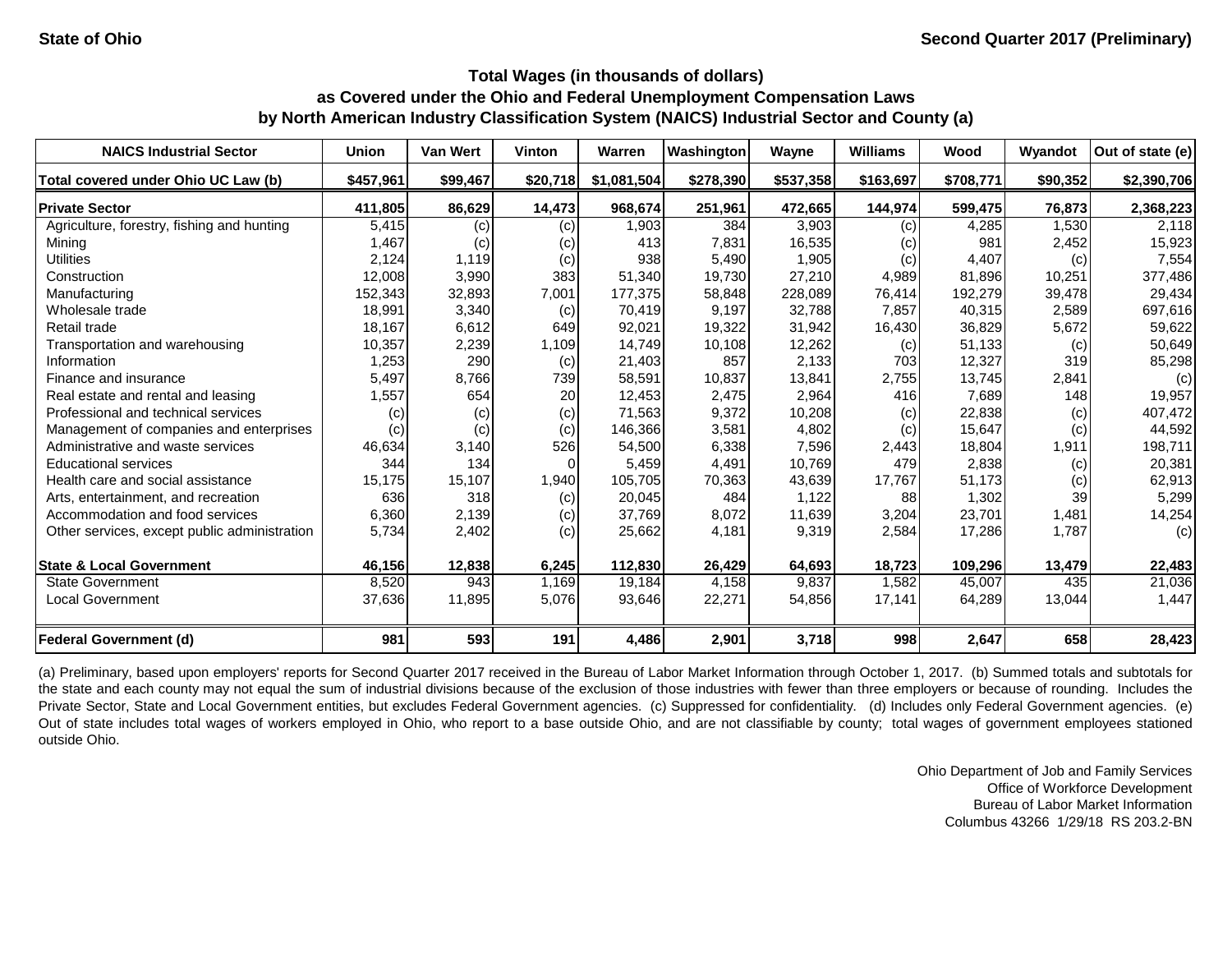State of Ohio

Second Quarter 2017 (Preliminary)

## Total Wages (in thousands of dollars) as Covered under the Ohio and Federal Unemployment Compensation Laws by North American Industry Classification System (NAICS) Industrial Sector and County (a)

| NAICS Industrial Sector | Union | Van Wert | Vinton | Warren | Washington | Wayne | Williams | Wood | Wyandot | Out of state (e) |
|---|---|---|---|---|---|---|---|---|---|---|
| **Total covered under Ohio UC Law (b)** | **$457,961** | **$99,467** | **$20,718** | **$1,081,504** | **$278,390** | **$537,358** | **$163,697** | **$708,771** | **$90,352** | **$2,390,706** |
| **Private Sector** | **411,805** | **86,629** | **14,473** | **968,674** | **251,961** | **472,665** | **144,974** | **599,475** | **76,873** | **2,368,223** |
| Agriculture, forestry, fishing and hunting | 5,415 | (c) | (c) | 1,903 | 384 | 3,903 | (c) | 4,285 | 1,530 | 2,118 |
| Mining | 1,467 | (c) | (c) | 413 | 7,831 | 16,535 | (c) | 981 | 2,452 | 15,923 |
| Utilities | 2,124 | 1,119 | (c) | 938 | 5,490 | 1,905 | (c) | 4,407 | (c) | 7,554 |
| Construction | 12,008 | 3,990 | 383 | 51,340 | 19,730 | 27,210 | 4,989 | 81,896 | 10,251 | 377,486 |
| Manufacturing | 152,343 | 32,893 | 7,001 | 177,375 | 58,848 | 228,089 | 76,414 | 192,279 | 39,478 | 29,434 |
| Wholesale trade | 18,991 | 3,340 | (c) | 70,419 | 9,197 | 32,788 | 7,857 | 40,315 | 2,589 | 697,616 |
| Retail trade | 18,167 | 6,612 | 649 | 92,021 | 19,322 | 31,942 | 16,430 | 36,829 | 5,672 | 59,622 |
| Transportation and warehousing | 10,357 | 2,239 | 1,109 | 14,749 | 10,108 | 12,262 | (c) | 51,133 | (c) | 50,649 |
| Information | 1,253 | 290 | (c) | 21,403 | 857 | 2,133 | 703 | 12,327 | 319 | 85,298 |
| Finance and insurance | 5,497 | 8,766 | 739 | 58,591 | 10,837 | 13,841 | 2,755 | 13,745 | 2,841 | (c) |
| Real estate and rental and leasing | 1,557 | 654 | 20 | 12,453 | 2,475 | 2,964 | 416 | 7,689 | 148 | 19,957 |
| Professional and technical services | (c) | (c) | (c) | 71,563 | 9,372 | 10,208 | (c) | 22,838 | (c) | 407,472 |
| Management of companies and enterprises | (c) | (c) | (c) | 146,366 | 3,581 | 4,802 | (c) | 15,647 | (c) | 44,592 |
| Administrative and waste services | 46,634 | 3,140 | 526 | 54,500 | 6,338 | 7,596 | 2,443 | 18,804 | 1,911 | 198,711 |
| Educational services | 344 | 134 | 0 | 5,459 | 4,491 | 10,769 | 479 | 2,838 | (c) | 20,381 |
| Health care and social assistance | 15,175 | 15,107 | 1,940 | 105,705 | 70,363 | 43,639 | 17,767 | 51,173 | (c) | 62,913 |
| Arts, entertainment, and recreation | 636 | 318 | (c) | 20,045 | 484 | 1,122 | 88 | 1,302 | 39 | 5,299 |
| Accommodation and food services | 6,360 | 2,139 | (c) | 37,769 | 8,072 | 11,639 | 3,204 | 23,701 | 1,481 | 14,254 |
| Other services, except public administration | 5,734 | 2,402 | (c) | 25,662 | 4,181 | 9,319 | 2,584 | 17,286 | 1,787 | (c) |
| **State & Local Government** | **46,156** | **12,838** | **6,245** | **112,830** | **26,429** | **64,693** | **18,723** | **109,296** | **13,479** | **22,483** |
| State Government | 8,520 | 943 | 1,169 | 19,184 | 4,158 | 9,837 | 1,582 | 45,007 | 435 | 21,036 |
| Local Government | 37,636 | 11,895 | 5,076 | 93,646 | 22,271 | 54,856 | 17,141 | 64,289 | 13,044 | 1,447 |
| **Federal Government (d)** | **981** | **593** | **191** | **4,486** | **2,901** | **3,718** | **998** | **2,647** | **658** | **28,423** |

(a) Preliminary, based upon employers' reports for Second Quarter 2017 received in the Bureau of Labor Market Information through October 1, 2017. (b) Summed totals and subtotals for the state and each county may not equal the sum of industrial divisions because of the exclusion of those industries with fewer than three employers or because of rounding. Includes the Private Sector, State and Local Government entities, but excludes Federal Government agencies. (c) Suppressed for confidentiality. (d) Includes only Federal Government agencies. (e) Out of state includes total wages of workers employed in Ohio, who report to a base outside Ohio, and are not classifiable by county; total wages of government employees stationed outside Ohio.

Ohio Department of Job and Family Services
Office of Workforce Development
Bureau of Labor Market Information
Columbus 43266 1/29/18 RS 203.2-BN